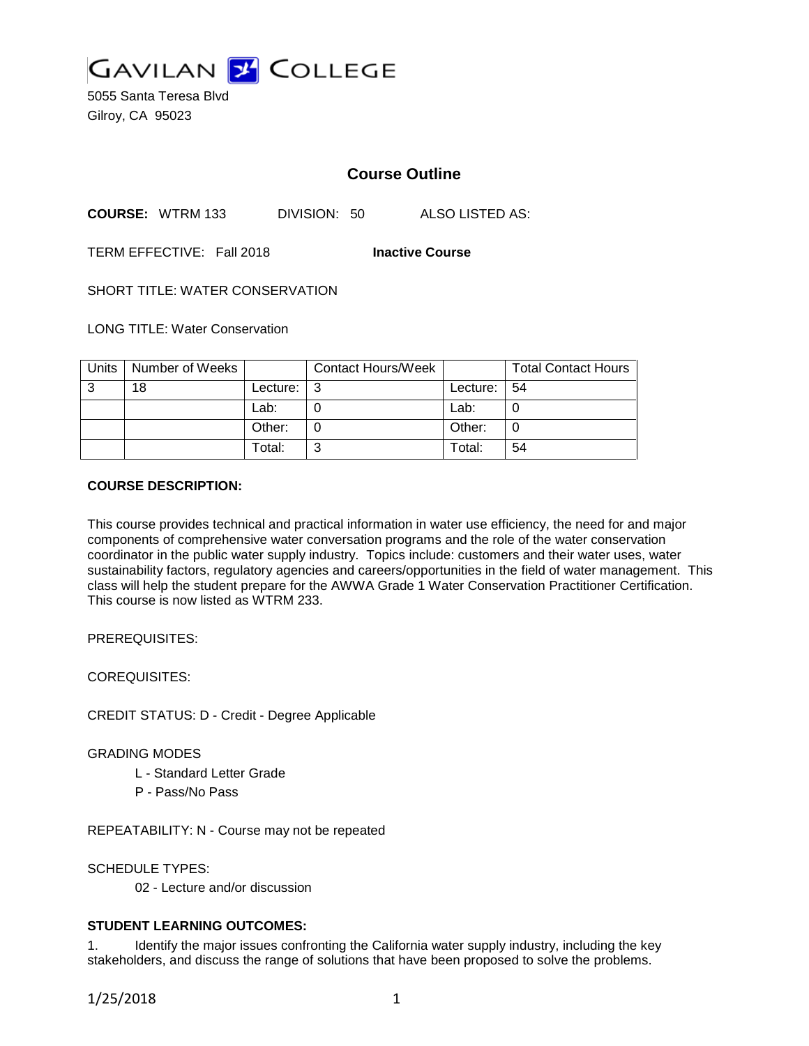# GAVILAN COLLEGE

5055 Santa Teresa Blvd
Gilroy, CA 95023

## Course Outline

**COURSE:** WTRM 133 DIVISION: 50 ALSO LISTED AS:

TERM EFFECTIVE: Fall 2018 **Inactive Course**

SHORT TITLE: WATER CONSERVATION

LONG TITLE: Water Conservation

| Units | Number of Weeks | | Contact Hours/Week | | Total Contact Hours |
|---|---|---|---|---|---|
| 3 | 18 | Lecture: | 3 | Lecture: | 54 |
| | | Lab: | 0 | Lab: | 0 |
| | | Other: | 0 | Other: | 0 |
| | | Total: | 3 | Total: | 54 |

**COURSE DESCRIPTION:**

This course provides technical and practical information in water use efficiency, the need for and major components of comprehensive water conversation programs and the role of the water conservation coordinator in the public water supply industry. Topics include: customers and their water uses, water sustainability factors, regulatory agencies and careers/opportunities in the field of water management. This class will help the student prepare for the AWWA Grade 1 Water Conservation Practitioner Certification. This course is now listed as WTRM 233.

PREREQUISITES:

COREQUISITES:

CREDIT STATUS: D - Credit - Degree Applicable

GRADING MODES

L - Standard Letter Grade
P - Pass/No Pass

REPEATABILITY: N - Course may not be repeated

SCHEDULE TYPES:

02 - Lecture and/or discussion

**STUDENT LEARNING OUTCOMES:**

1. Identify the major issues confronting the California water supply industry, including the key stakeholders, and discuss the range of solutions that have been proposed to solve the problems.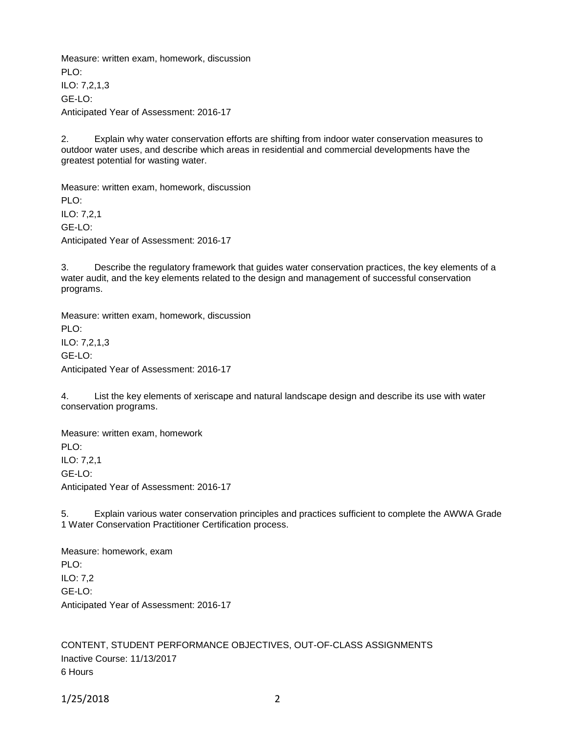Measure: written exam, homework, discussion
PLO:
ILO: 7,2,1,3
GE-LO:
Anticipated Year of Assessment: 2016-17

2. Explain why water conservation efforts are shifting from indoor water conservation measures to outdoor water uses, and describe which areas in residential and commercial developments have the greatest potential for wasting water.

Measure: written exam, homework, discussion
PLO:
ILO: 7,2,1
GE-LO:
Anticipated Year of Assessment: 2016-17

3. Describe the regulatory framework that guides water conservation practices, the key elements of a water audit, and the key elements related to the design and management of successful conservation programs.

Measure: written exam, homework, discussion
PLO:
ILO: 7,2,1,3
GE-LO:
Anticipated Year of Assessment: 2016-17

4. List the key elements of xeriscape and natural landscape design and describe its use with water conservation programs.

Measure: written exam, homework
PLO:
ILO: 7,2,1
GE-LO:
Anticipated Year of Assessment: 2016-17

5. Explain various water conservation principles and practices sufficient to complete the AWWA Grade 1 Water Conservation Practitioner Certification process.

Measure: homework, exam
PLO:
ILO: 7,2
GE-LO:
Anticipated Year of Assessment: 2016-17

CONTENT, STUDENT PERFORMANCE OBJECTIVES, OUT-OF-CLASS ASSIGNMENTS
Inactive Course: 11/13/2017
6 Hours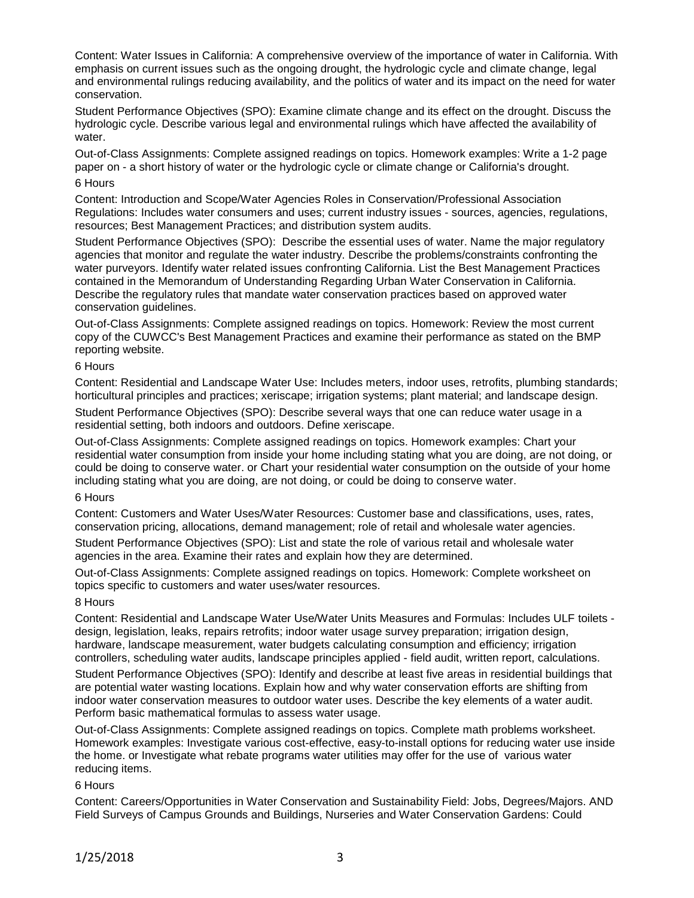Content: Water Issues in California: A comprehensive overview of the importance of water in California. With emphasis on current issues such as the ongoing drought, the hydrologic cycle and climate change, legal and environmental rulings reducing availability, and the politics of water and its impact on the need for water conservation.

Student Performance Objectives (SPO): Examine climate change and its effect on the drought. Discuss the hydrologic cycle. Describe various legal and environmental rulings which have affected the availability of water.

Out-of-Class Assignments: Complete assigned readings on topics. Homework examples: Write a 1-2 page paper on - a short history of water or the hydrologic cycle or climate change or California's drought.

6 Hours

Content: Introduction and Scope/Water Agencies Roles in Conservation/Professional Association Regulations: Includes water consumers and uses; current industry issues - sources, agencies, regulations, resources; Best Management Practices; and distribution system audits.

Student Performance Objectives (SPO): Describe the essential uses of water. Name the major regulatory agencies that monitor and regulate the water industry. Describe the problems/constraints confronting the water purveyors. Identify water related issues confronting California. List the Best Management Practices contained in the Memorandum of Understanding Regarding Urban Water Conservation in California. Describe the regulatory rules that mandate water conservation practices based on approved water conservation guidelines.

Out-of-Class Assignments: Complete assigned readings on topics. Homework: Review the most current copy of the CUWCC's Best Management Practices and examine their performance as stated on the BMP reporting website.

6 Hours

Content: Residential and Landscape Water Use: Includes meters, indoor uses, retrofits, plumbing standards; horticultural principles and practices; xeriscape; irrigation systems; plant material; and landscape design.

Student Performance Objectives (SPO): Describe several ways that one can reduce water usage in a residential setting, both indoors and outdoors. Define xeriscape.

Out-of-Class Assignments: Complete assigned readings on topics. Homework examples: Chart your residential water consumption from inside your home including stating what you are doing, are not doing, or could be doing to conserve water. or Chart your residential water consumption on the outside of your home including stating what you are doing, are not doing, or could be doing to conserve water.

6 Hours

Content: Customers and Water Uses/Water Resources: Customer base and classifications, uses, rates, conservation pricing, allocations, demand management; role of retail and wholesale water agencies.

Student Performance Objectives (SPO): List and state the role of various retail and wholesale water agencies in the area. Examine their rates and explain how they are determined.

Out-of-Class Assignments: Complete assigned readings on topics. Homework: Complete worksheet on topics specific to customers and water uses/water resources.

8 Hours

Content: Residential and Landscape Water Use/Water Units Measures and Formulas: Includes ULF toilets - design, legislation, leaks, repairs retrofits; indoor water usage survey preparation; irrigation design, hardware, landscape measurement, water budgets calculating consumption and efficiency; irrigation controllers, scheduling water audits, landscape principles applied - field audit, written report, calculations.

Student Performance Objectives (SPO): Identify and describe at least five areas in residential buildings that are potential water wasting locations. Explain how and why water conservation efforts are shifting from indoor water conservation measures to outdoor water uses. Describe the key elements of a water audit. Perform basic mathematical formulas to assess water usage.

Out-of-Class Assignments: Complete assigned readings on topics. Complete math problems worksheet. Homework examples: Investigate various cost-effective, easy-to-install options for reducing water use inside the home. or Investigate what rebate programs water utilities may offer for the use of various water reducing items.

6 Hours

Content: Careers/Opportunities in Water Conservation and Sustainability Field: Jobs, Degrees/Majors. AND Field Surveys of Campus Grounds and Buildings, Nurseries and Water Conservation Gardens: Could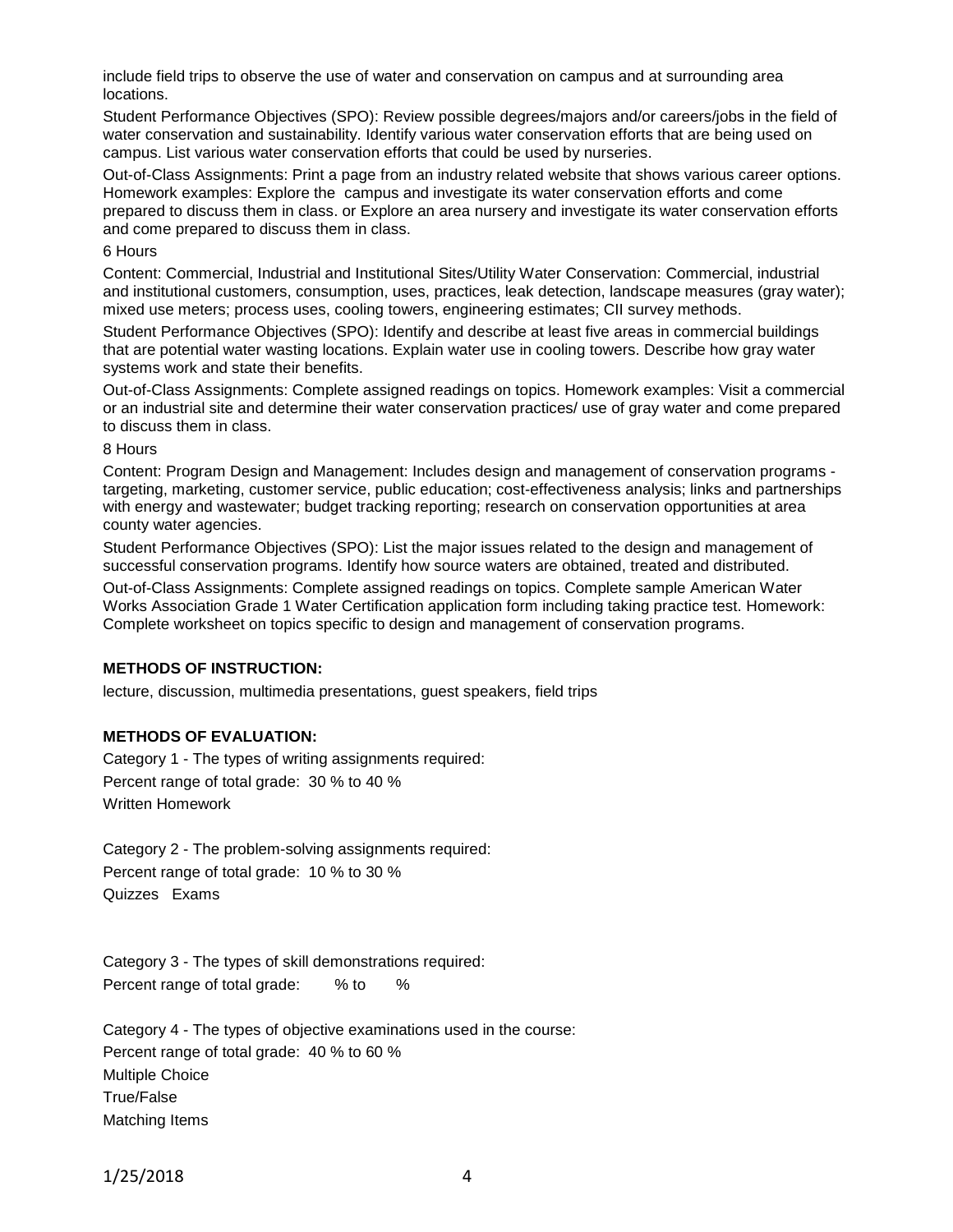include field trips to observe the use of water and conservation on campus and at surrounding area locations.

Student Performance Objectives (SPO): Review possible degrees/majors and/or careers/jobs in the field of water conservation and sustainability. Identify various water conservation efforts that are being used on campus. List various water conservation efforts that could be used by nurseries.

Out-of-Class Assignments: Print a page from an industry related website that shows various career options. Homework examples: Explore the campus and investigate its water conservation efforts and come prepared to discuss them in class. or Explore an area nursery and investigate its water conservation efforts and come prepared to discuss them in class.

6 Hours

Content: Commercial, Industrial and Institutional Sites/Utility Water Conservation: Commercial, industrial and institutional customers, consumption, uses, practices, leak detection, landscape measures (gray water); mixed use meters; process uses, cooling towers, engineering estimates; CII survey methods.

Student Performance Objectives (SPO): Identify and describe at least five areas in commercial buildings that are potential water wasting locations. Explain water use in cooling towers. Describe how gray water systems work and state their benefits.

Out-of-Class Assignments: Complete assigned readings on topics. Homework examples: Visit a commercial or an industrial site and determine their water conservation practices/ use of gray water and come prepared to discuss them in class.

8 Hours

Content: Program Design and Management: Includes design and management of conservation programs - targeting, marketing, customer service, public education; cost-effectiveness analysis; links and partnerships with energy and wastewater; budget tracking reporting; research on conservation opportunities at area county water agencies.

Student Performance Objectives (SPO): List the major issues related to the design and management of successful conservation programs. Identify how source waters are obtained, treated and distributed.

Out-of-Class Assignments: Complete assigned readings on topics. Complete sample American Water Works Association Grade 1 Water Certification application form including taking practice test. Homework: Complete worksheet on topics specific to design and management of conservation programs.

**METHODS OF INSTRUCTION:**

lecture, discussion, multimedia presentations, guest speakers, field trips

**METHODS OF EVALUATION:**

Category 1 - The types of writing assignments required:
Percent range of total grade: 30 % to 40 %
Written Homework

Category 2 - The problem-solving assignments required:
Percent range of total grade: 10 % to 30 %
Quizzes Exams

Category 3 - The types of skill demonstrations required:
Percent range of total grade: % to %

Category 4 - The types of objective examinations used in the course:
Percent range of total grade: 40 % to 60 %
Multiple Choice
True/False
Matching Items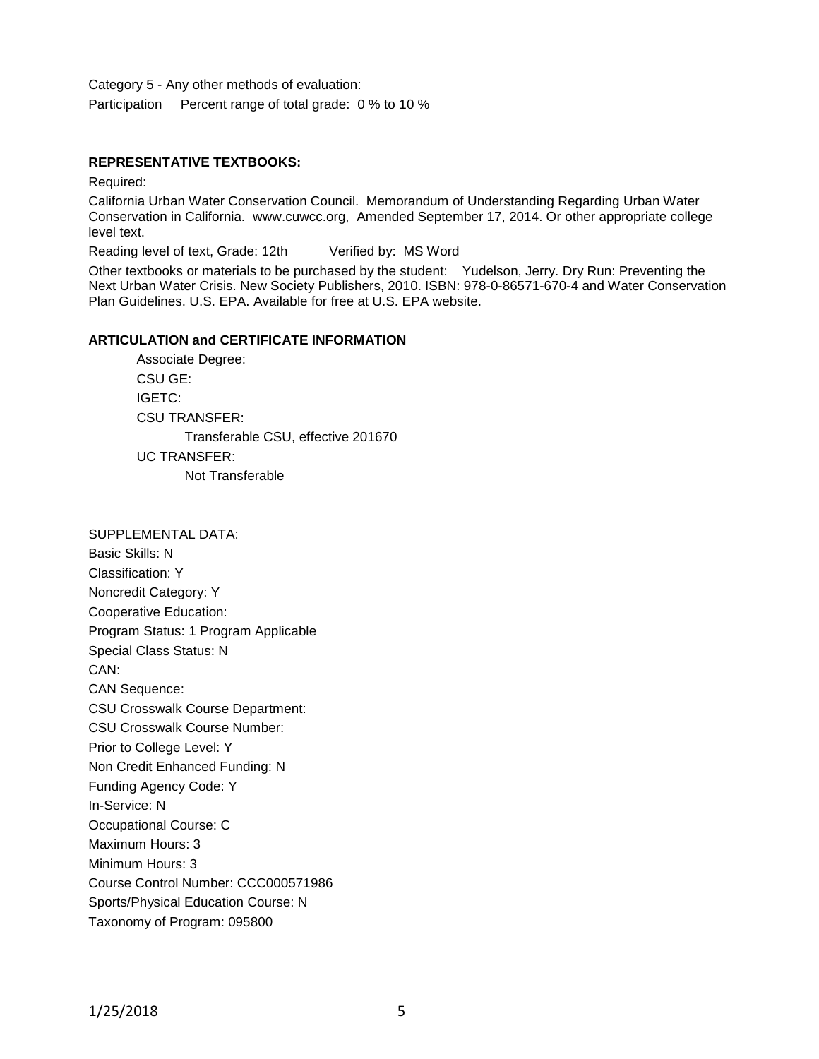Category 5 - Any other methods of evaluation:

Participation   Percent range of total grade: 0 % to 10 %

**REPRESENTATIVE TEXTBOOKS:**

Required:

California Urban Water Conservation Council. Memorandum of Understanding Regarding Urban Water Conservation in California. www.cuwcc.org, Amended September 17, 2014. Or other appropriate college level text.

Reading level of text, Grade: 12th   Verified by: MS Word

Other textbooks or materials to be purchased by the student: Yudelson, Jerry. Dry Run: Preventing the Next Urban Water Crisis. New Society Publishers, 2010. ISBN: 978-0-86571-670-4 and Water Conservation Plan Guidelines. U.S. EPA. Available for free at U.S. EPA website.

**ARTICULATION and CERTIFICATE INFORMATION**

Associate Degree:

CSU GE:

IGETC:

CSU TRANSFER:

Transferable CSU, effective 201670

UC TRANSFER:

Not Transferable

SUPPLEMENTAL DATA:

Basic Skills: N

Classification: Y

Noncredit Category: Y

Cooperative Education:

Program Status: 1 Program Applicable

Special Class Status: N

CAN:

CAN Sequence:

CSU Crosswalk Course Department:

CSU Crosswalk Course Number:

Prior to College Level: Y

Non Credit Enhanced Funding: N

Funding Agency Code: Y

In-Service: N

Occupational Course: C

Maximum Hours: 3

Minimum Hours: 3

Course Control Number: CCC000571986

Sports/Physical Education Course: N

Taxonomy of Program: 095800